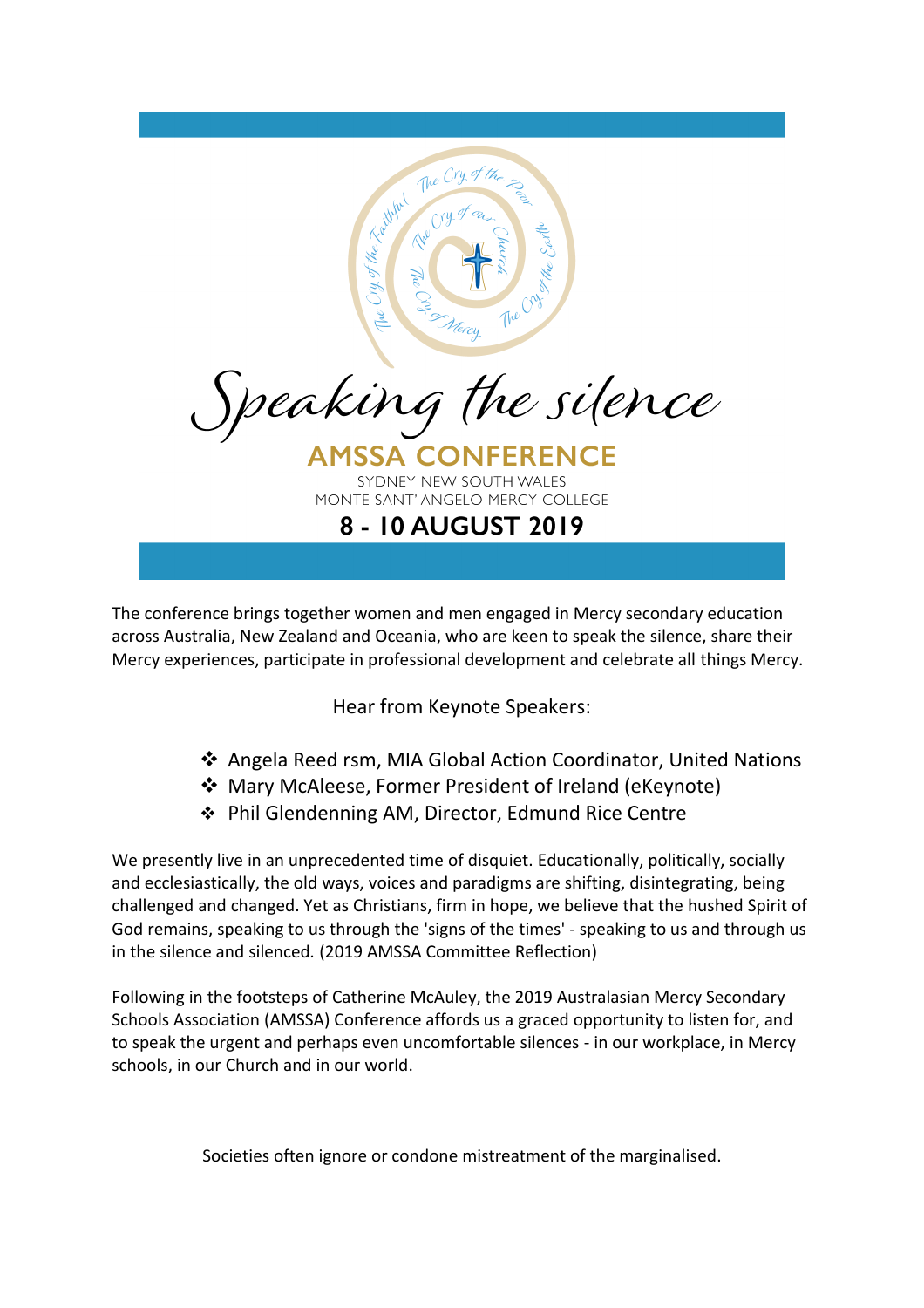The Cry of the Faithful The Cry of the Poor The Cry of our Church The Cry of the Earth The Cry of Mercy

# Speaking the silence

## AMSSA CONFERENCE

SYDNEY NEW SOUTH WALES
MONTE SANT' ANGELO MERCY COLLEGE

**8 - 10 AUGUST 2019**

The conference brings together women and men engaged in Mercy secondary education across Australia, New Zealand and Oceania, who are keen to speak the silence, share their Mercy experiences, participate in professional development and celebrate all things Mercy.

Hear from Keynote Speakers:

- Angela Reed rsm, MIA Global Action Coordinator, United Nations
- Mary McAleese, Former President of Ireland (eKeynote)
- Phil Glendenning AM, Director, Edmund Rice Centre

We presently live in an unprecedented time of disquiet. Educationally, politically, socially and ecclesiastically, the old ways, voices and paradigms are shifting, disintegrating, being challenged and changed. Yet as Christians, firm in hope, we believe that the hushed Spirit of God remains, speaking to us through the 'signs of the times' - speaking to us and through us in the silence and silenced. (2019 AMSSA Committee Reflection)

Following in the footsteps of Catherine McAuley, the 2019 Australasian Mercy Secondary Schools Association (AMSSA) Conference affords us a graced opportunity to listen for, and to speak the urgent and perhaps even uncomfortable silences - in our workplace, in Mercy schools, in our Church and in our world.

Societies often ignore or condone mistreatment of the marginalised.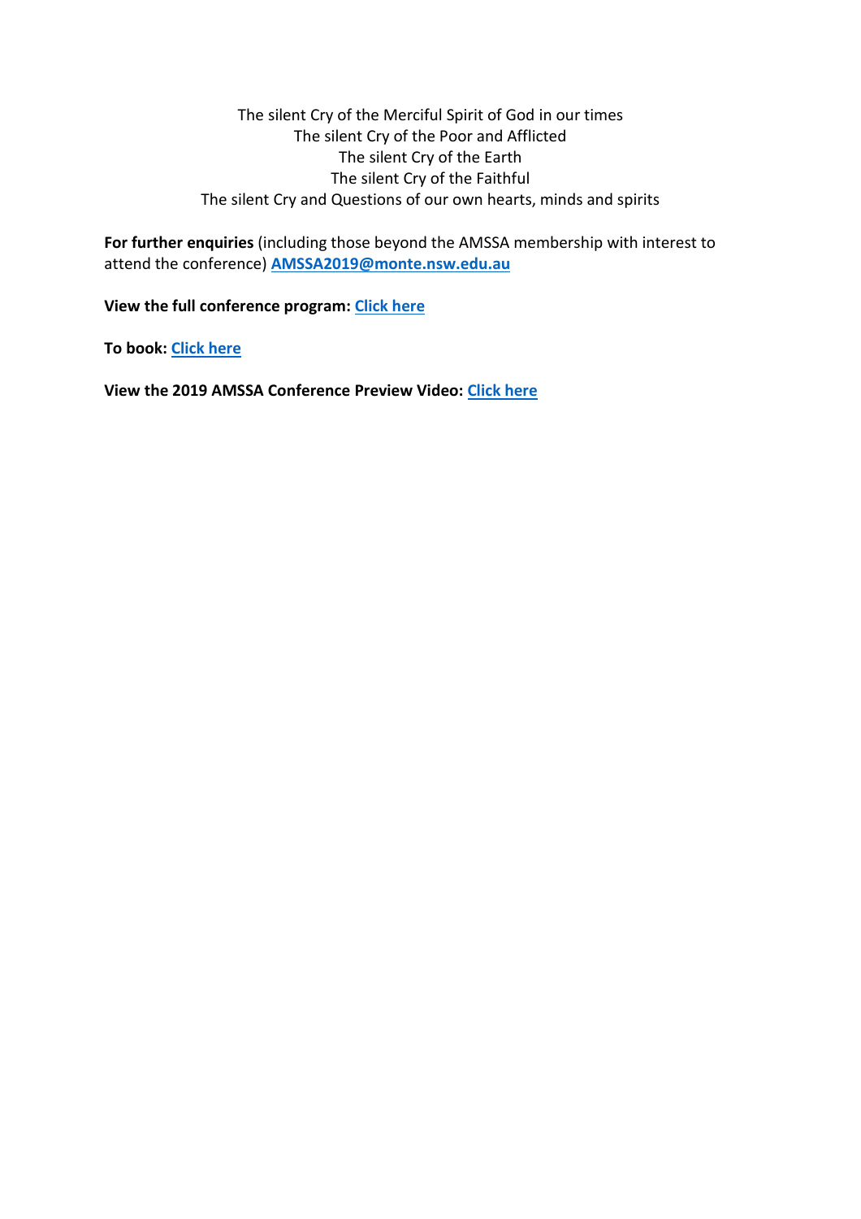The silent Cry of the Merciful Spirit of God in our times
The silent Cry of the Poor and Afflicted
The silent Cry of the Earth
The silent Cry of the Faithful
The silent Cry and Questions of our own hearts, minds and spirits

**For further enquiries** (including those beyond the AMSSA membership with interest to attend the conference) **AMSSA2019@monte.nsw.edu.au**

**View the full conference program: Click here**

**To book: Click here**

**View the 2019 AMSSA Conference Preview Video: Click here**